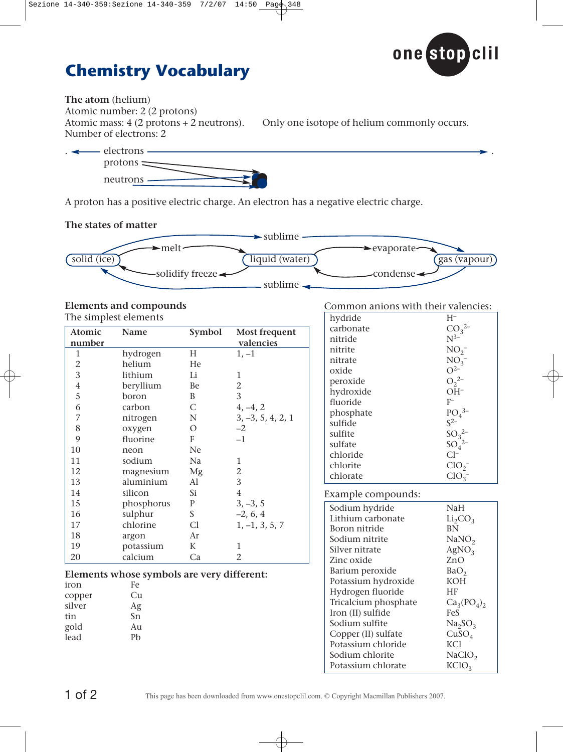# Chemistry Vocabulary

**The atom** (helium)
Atomic number: 2 (2 protons)
Atomic mass: 4 (2 protons + 2 neutrons).    Only one isotope of helium commonly occurs.
Number of electrons: 2

electrons
protons
neutrons

A proton has a positive electric charge. An electron has a negative electric charge.

**The states of matter**

solid (ice) — melt → liquid (water) — evaporate → gas (vapour)
gas (vapour) — condense → liquid (water) — solidify freeze → solid (ice)
solid (ice) — sublime → gas (vapour)
gas (vapour) — sublime → solid (ice)

**Elements and compounds**

The simplest elements

| Atomic number | Name | Symbol | Most frequent valencies |
|---|---|---|---|
| 1 | hydrogen | H | 1, –1 |
| 2 | helium | He | |
| 3 | lithium | Li | 1 |
| 4 | beryllium | Be | 2 |
| 5 | boron | B | 3 |
| 6 | carbon | C | 4, –4, 2 |
| 7 | nitrogen | N | 3, –3, 5, 4, 2, 1 |
| 8 | oxygen | O | –2 |
| 9 | fluorine | F | –1 |
| 10 | neon | Ne | |
| 11 | sodium | Na | 1 |
| 12 | magnesium | Mg | 2 |
| 13 | aluminium | Al | 3 |
| 14 | silicon | Si | 4 |
| 15 | phosphorus | P | 3, –3, 5 |
| 16 | sulphur | S | –2, 6, 4 |
| 17 | chlorine | Cl | 1, –1, 3, 5, 7 |
| 18 | argon | Ar | |
| 19 | potassium | K | 1 |
| 20 | calcium | Ca | 2 |

**Elements whose symbols are very different:**

| | |
|---|---|
| iron | Fe |
| copper | Cu |
| silver | Ag |
| tin | Sn |
| gold | Au |
| lead | Pb |

Common anions with their valencies:

| | |
|---|---|
| hydride | $H^-$ |
| carbonate | $CO_3^{2-}$ |
| nitride | $N^{3-}$ |
| nitrite | $NO_2^-$ |
| nitrate | $NO_3^-$ |
| oxide | $O^{2-}$ |
| peroxide | $O_2^{2-}$ |
| hydroxide | $OH^-$ |
| fluoride | $F^-$ |
| phosphate | $PO_4^{3-}$ |
| sulfide | $S^{2-}$ |
| sulfite | $SO_3^{2-}$ |
| sulfate | $SO_4^{2-}$ |
| chloride | $Cl^-$ |
| chlorite | $ClO_2^-$ |
| chlorate | $ClO_3^-$ |

Example compounds:

| | |
|---|---|
| Sodium hydride | $NaH$ |
| Lithium carbonate | $Li_2CO_3$ |
| Boron nitride | $BN$ |
| Sodium nitrite | $NaNO_2$ |
| Silver nitrate | $AgNO_3$ |
| Zinc oxide | $ZnO$ |
| Barium peroxide | $BaO_2$ |
| Potassium hydroxide | $KOH$ |
| Hydrogen fluoride | $HF$ |
| Tricalcium phosphate | $Ca_3(PO_4)_2$ |
| Iron (II) sulfide | $FeS$ |
| Sodium sulfite | $Na_2SO_3$ |
| Copper (II) sulfate | $CuSO_4$ |
| Potassium chloride | $KCl$ |
| Sodium chlorite | $NaClO_2$ |
| Potassium chlorate | $KClO_3$ |

This page has been downloaded from www.onestopclil.com. © Copyright Macmillan Publishers 2007.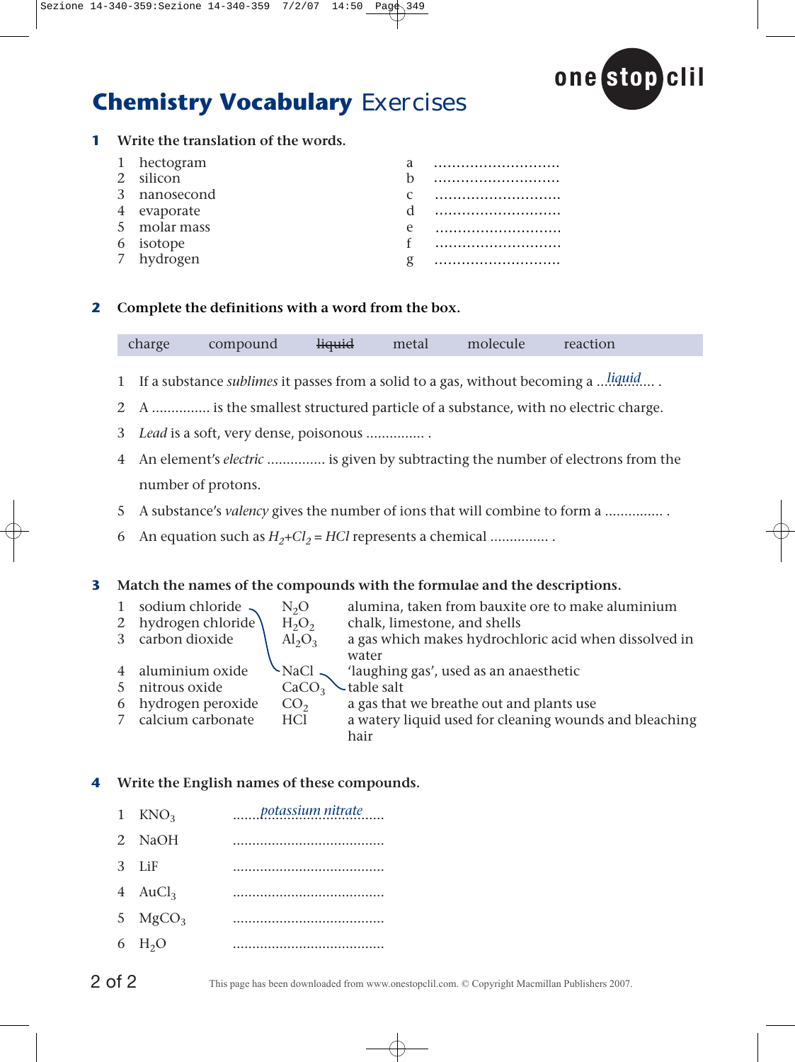# Chemistry Vocabulary Exercises

**1 Write the translation of the words.**

1 hectogram — a ............................
2 silicon — b ............................
3 nanosecond — c ............................
4 evaporate — d ............................
5 molar mass — e ............................
6 isotope — f ............................
7 hydrogen — g ............................

**2 Complete the definitions with a word from the box.**

| charge | compound | ~~liquid~~ | metal | molecule | reaction |
|---|---|---|---|---|---|

1 If a substance *sublimes* it passes from a solid to a gas, without becoming a ...*liquid*... .

2 A .............. is the smallest structured particle of a substance, with no electric charge.

3 *Lead* is a soft, very dense, poisonous .............. .

4 An element's *electric* .............. is given by subtracting the number of electrons from the number of protons.

5 A substance's *valency* gives the number of ions that will combine to form a .............. .

6 An equation such as $H_2$+$Cl_2$ = $HCl$ represents a chemical .............. .

**3 Match the names of the compounds with the formulae and the descriptions.**

| | | |
|---|---|---|
| 1 sodium chloride | $N_2O$ | alumina, taken from bauxite ore to make aluminium |
| 2 hydrogen chloride | $H_2O_2$ | chalk, limestone, and shells |
| 3 carbon dioxide | $Al_2O_3$ | a gas which makes hydrochloric acid when dissolved in water |
| 4 aluminium oxide | $NaCl$ | 'laughing gas', used as an anaesthetic |
| 5 nitrous oxide | $CaCO_3$ | table salt |
| 6 hydrogen peroxide | $CO_2$ | a gas that we breathe out and plants use |
| 7 calcium carbonate | $HCl$ | a watery liquid used for cleaning wounds and bleaching hair |

**4 Write the English names of these compounds.**

1 $KNO_3$ ......*potassium nitrate*......
2 $NaOH$ ......................................
3 $LiF$ ......................................
4 $AuCl_3$ ......................................
5 $MgCO_3$ ......................................
6 $H_2O$ ......................................

This page has been downloaded from www.onestopclil.com. © Copyright Macmillan Publishers 2007.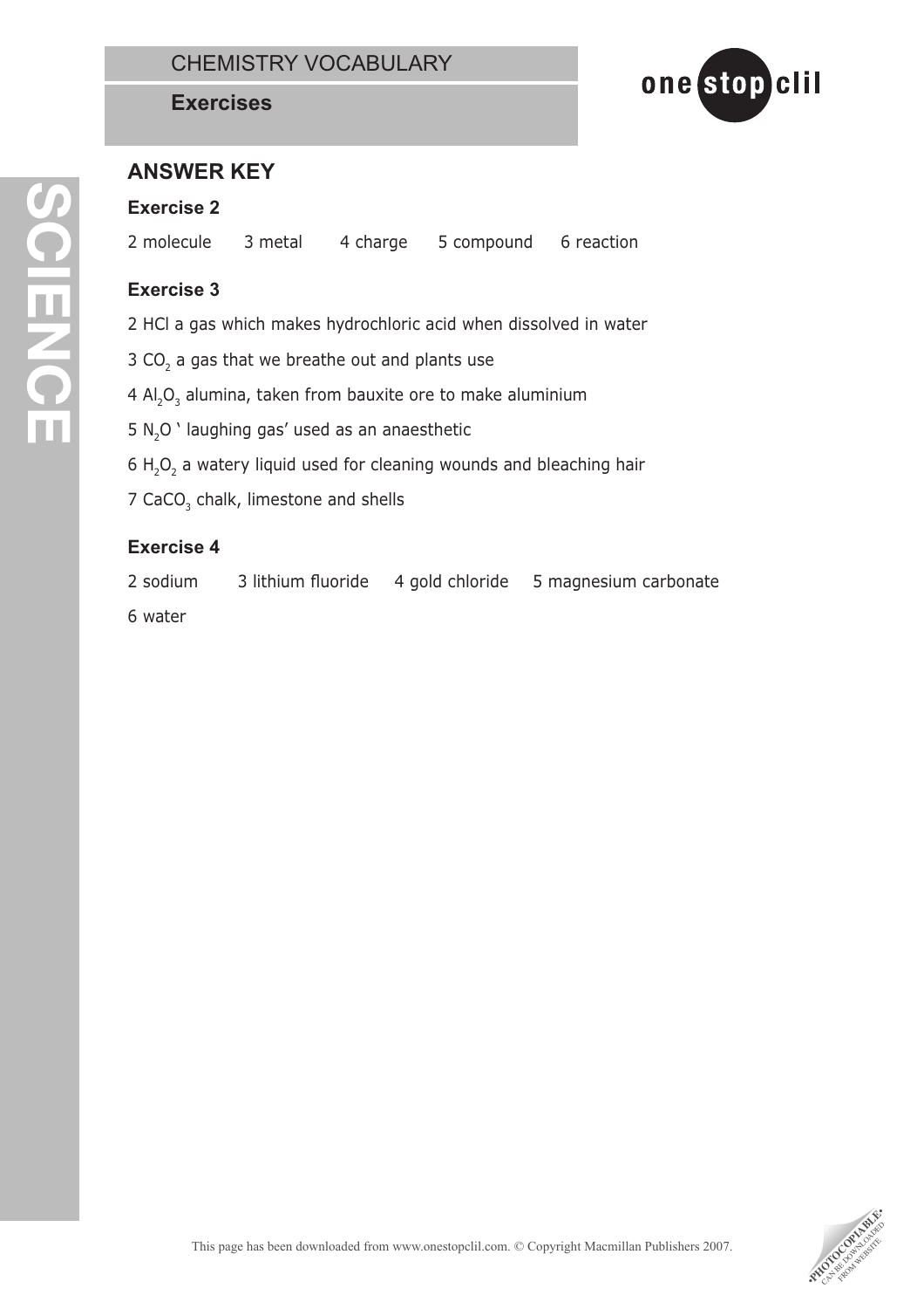# CHEMISTRY VOCABULARY

## Exercises

## ANSWER KEY

### Exercise 2

2 molecule 3 metal 4 charge 5 compound 6 reaction

### Exercise 3

2 HCl a gas which makes hydrochloric acid when dissolved in water

3 $CO_2$ a gas that we breathe out and plants use

4 $Al_2O_3$ alumina, taken from bauxite ore to make aluminium

5 $N_2O$ ' laughing gas' used as an anaesthetic

6 $H_2O_2$ a watery liquid used for cleaning wounds and bleaching hair

7 $CaCO_3$ chalk, limestone and shells

### Exercise 4

2 sodium 3 lithium fluoride 4 gold chloride 5 magnesium carbonate

6 water

This page has been downloaded from www.onestopclil.com. © Copyright Macmillan Publishers 2007.